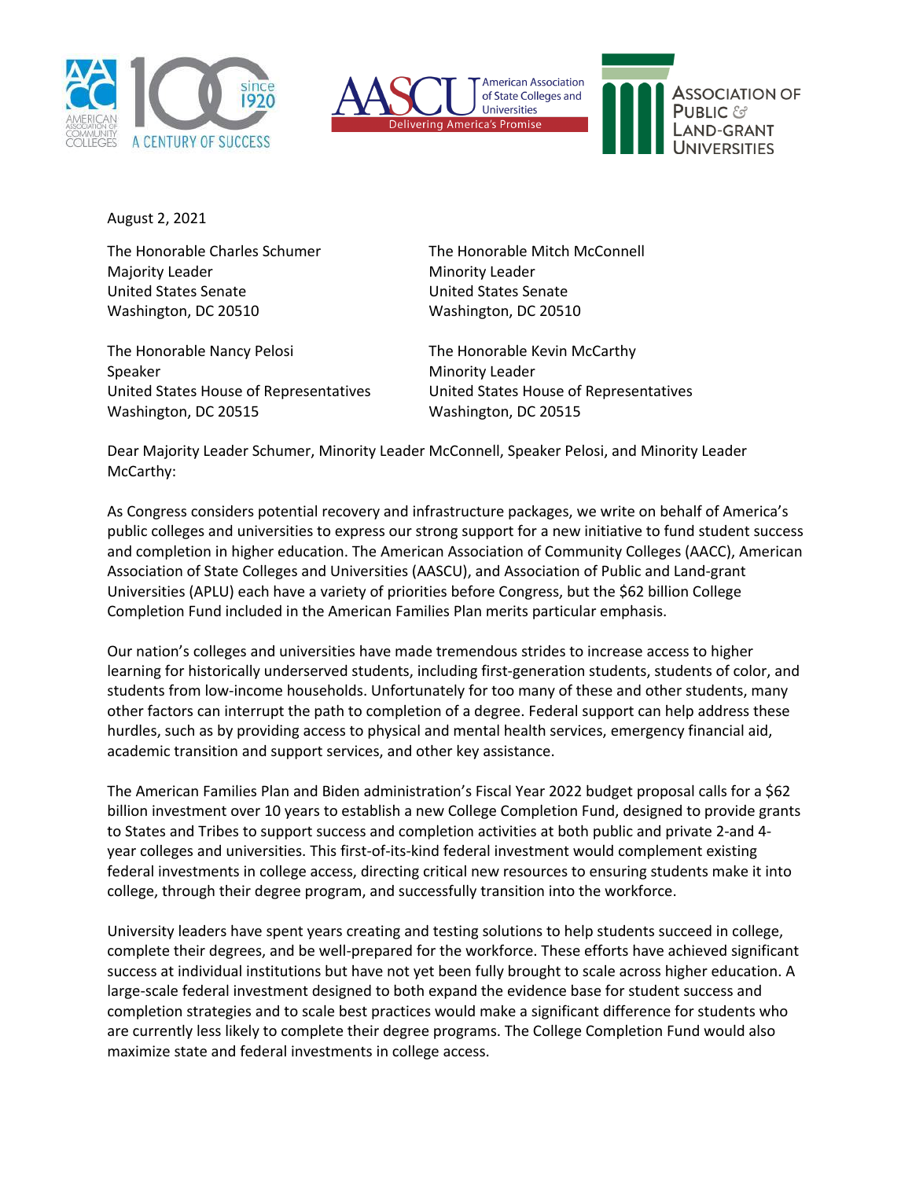August 2, 2021

The Honorable Charles Schumer
Majority Leader
United States Senate
Washington, DC 20510

The Honorable Mitch McConnell
Minority Leader
United States Senate
Washington, DC 20510

The Honorable Nancy Pelosi
Speaker
United States House of Representatives
Washington, DC 20515

The Honorable Kevin McCarthy
Minority Leader
United States House of Representatives
Washington, DC 20515

Dear Majority Leader Schumer, Minority Leader McConnell, Speaker Pelosi, and Minority Leader McCarthy:

As Congress considers potential recovery and infrastructure packages, we write on behalf of America's public colleges and universities to express our strong support for a new initiative to fund student success and completion in higher education. The American Association of Community Colleges (AACC), American Association of State Colleges and Universities (AASCU), and Association of Public and Land-grant Universities (APLU) each have a variety of priorities before Congress, but the $62 billion College Completion Fund included in the American Families Plan merits particular emphasis.

Our nation's colleges and universities have made tremendous strides to increase access to higher learning for historically underserved students, including first-generation students, students of color, and students from low-income households. Unfortunately for too many of these and other students, many other factors can interrupt the path to completion of a degree. Federal support can help address these hurdles, such as by providing access to physical and mental health services, emergency financial aid, academic transition and support services, and other key assistance.

The American Families Plan and Biden administration's Fiscal Year 2022 budget proposal calls for a $62 billion investment over 10 years to establish a new College Completion Fund, designed to provide grants to States and Tribes to support success and completion activities at both public and private 2-and 4-year colleges and universities. This first-of-its-kind federal investment would complement existing federal investments in college access, directing critical new resources to ensuring students make it into college, through their degree program, and successfully transition into the workforce.

University leaders have spent years creating and testing solutions to help students succeed in college, complete their degrees, and be well-prepared for the workforce. These efforts have achieved significant success at individual institutions but have not yet been fully brought to scale across higher education. A large-scale federal investment designed to both expand the evidence base for student success and completion strategies and to scale best practices would make a significant difference for students who are currently less likely to complete their degree programs. The College Completion Fund would also maximize state and federal investments in college access.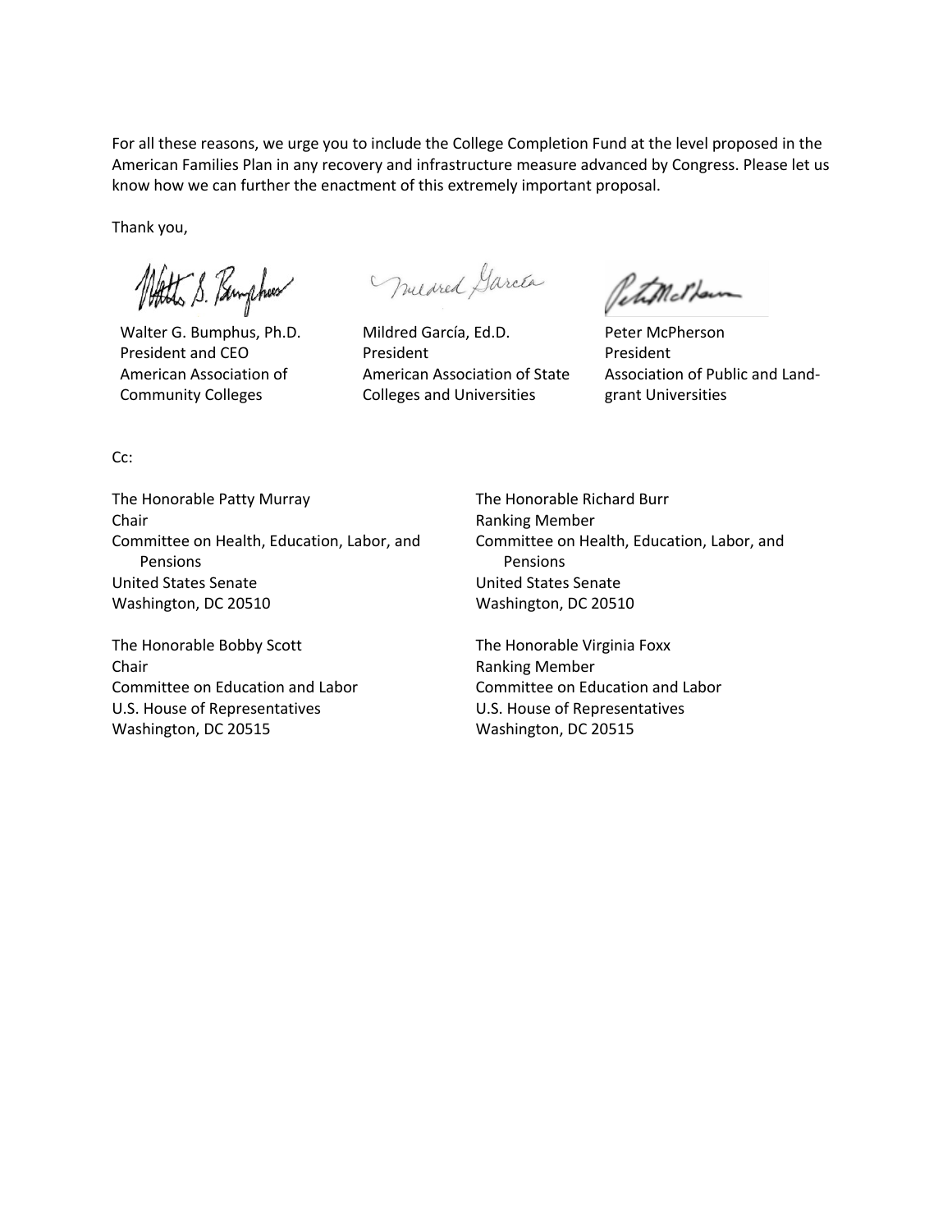For all these reasons, we urge you to include the College Completion Fund at the level proposed in the American Families Plan in any recovery and infrastructure measure advanced by Congress. Please let us know how we can further the enactment of this extremely important proposal.

Thank you,

Walter G. Bumphus, Ph.D.
President and CEO
American Association of Community Colleges

Mildred García, Ed.D.
President
American Association of State Colleges and Universities

Peter McPherson
President
Association of Public and Land-grant Universities

Cc:

The Honorable Patty Murray
Chair
Committee on Health, Education, Labor, and Pensions
United States Senate
Washington, DC 20510

The Honorable Richard Burr
Ranking Member
Committee on Health, Education, Labor, and Pensions
United States Senate
Washington, DC 20510

The Honorable Bobby Scott
Chair
Committee on Education and Labor
U.S. House of Representatives
Washington, DC 20515

The Honorable Virginia Foxx
Ranking Member
Committee on Education and Labor
U.S. House of Representatives
Washington, DC 20515